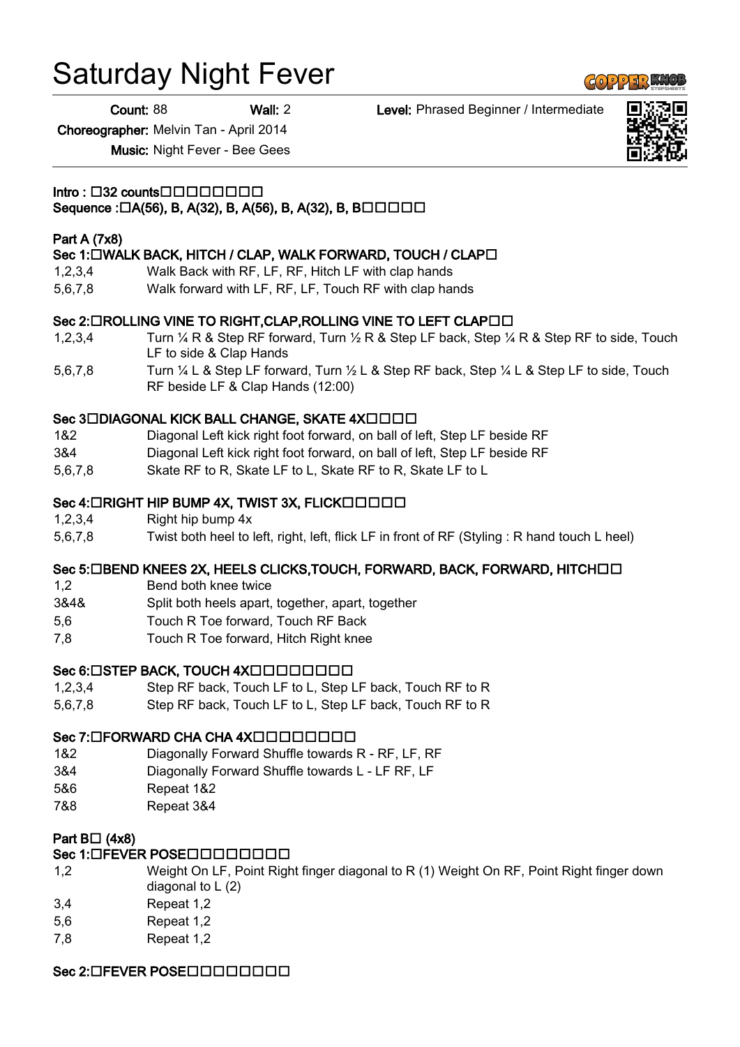# Saturday Night Fever

**Count:** 88 **Wall:** 2 **Level:** Phrased Beginner / Intermediate

**Choreographer:** Melvin Tan - April 2014

**Music:** Night Fever - Bee Gees

**Intro : 32 counts**
**Sequence : A(56), B, A(32), B, A(56), B, A(32), B, B**

**Part A (7x8)**

**Sec 1: WALK BACK, HITCH / CLAP, WALK FORWARD, TOUCH / CLAP**

| | |
|---|---|
| 1,2,3,4 | Walk Back with RF, LF, RF, Hitch LF with clap hands |
| 5,6,7,8 | Walk forward with LF, RF, LF, Touch RF with clap hands |

**Sec 2: ROLLING VINE TO RIGHT,CLAP,ROLLING VINE TO LEFT CLAP**

| | |
|---|---|
| 1,2,3,4 | Turn ¼ R & Step RF forward, Turn ½ R & Step LF back, Step ¼ R & Step RF to side, Touch LF to side & Clap Hands |
| 5,6,7,8 | Turn ¼ L & Step LF forward, Turn ½ L & Step RF back, Step ¼ L & Step LF to side, Touch RF beside LF & Clap Hands (12:00) |

**Sec 3 DIAGONAL KICK BALL CHANGE, SKATE 4X**

| | |
|---|---|
| 1&2 | Diagonal Left kick right foot forward, on ball of left, Step LF beside RF |
| 3&4 | Diagonal Left kick right foot forward, on ball of left, Step LF beside RF |
| 5,6,7,8 | Skate RF to R, Skate LF to L, Skate RF to R, Skate LF to L |

**Sec 4: RIGHT HIP BUMP 4X, TWIST 3X, FLICK**

| | |
|---|---|
| 1,2,3,4 | Right hip bump 4x |
| 5,6,7,8 | Twist both heel to left, right, left, flick LF in front of RF (Styling : R hand touch L heel) |

**Sec 5: BEND KNEES 2X, HEELS CLICKS,TOUCH, FORWARD, BACK, FORWARD, HITCH**

| | |
|---|---|
| 1,2 | Bend both knee twice |
| 3&4& | Split both heels apart, together, apart, together |
| 5,6 | Touch R Toe forward, Touch RF Back |
| 7,8 | Touch R Toe forward, Hitch Right knee |

**Sec 6: STEP BACK, TOUCH 4X**

| | |
|---|---|
| 1,2,3,4 | Step RF back, Touch LF to L, Step LF back, Touch RF to R |
| 5,6,7,8 | Step RF back, Touch LF to L, Step LF back, Touch RF to R |

**Sec 7: FORWARD CHA CHA 4X**

| | |
|---|---|
| 1&2 | Diagonally Forward Shuffle towards R - RF, LF, RF |
| 3&4 | Diagonally Forward Shuffle towards L - LF RF, LF |
| 5&6 | Repeat 1&2 |
| 7&8 | Repeat 3&4 |

**Part B (4x8)**

**Sec 1: FEVER POSE**

| | |
|---|---|
| 1,2 | Weight On LF, Point Right finger diagonal to R (1) Weight On RF, Point Right finger down diagonal to L (2) |
| 3,4 | Repeat 1,2 |
| 5,6 | Repeat 1,2 |
| 7,8 | Repeat 1,2 |

**Sec 2: FEVER POSE**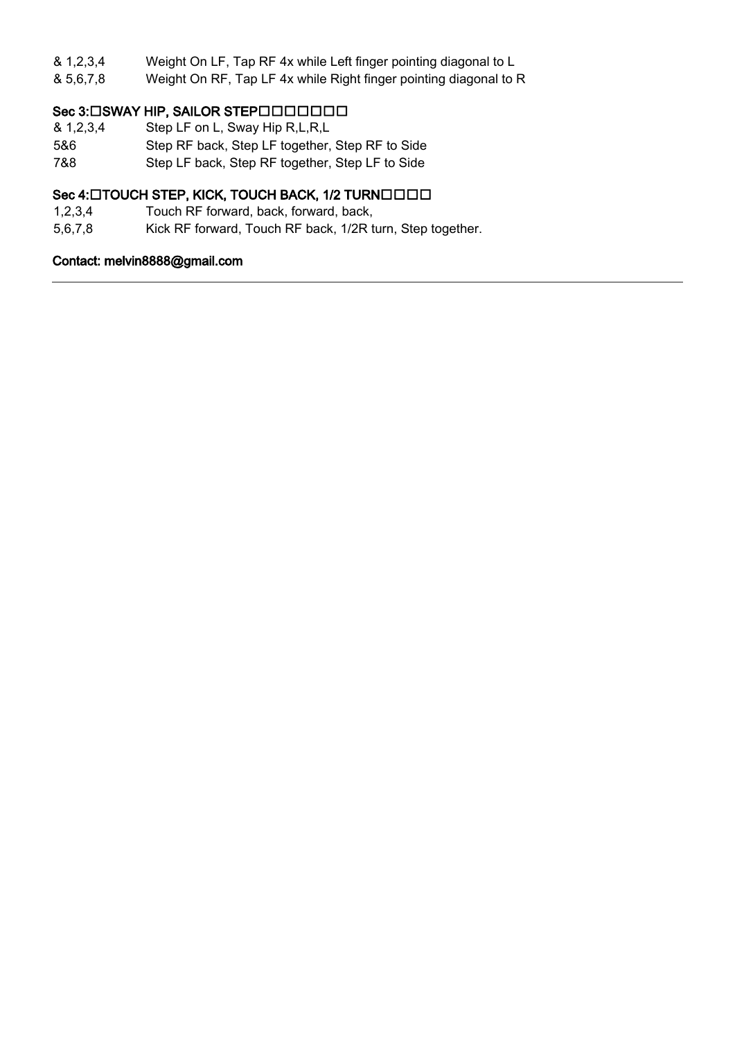& 1,2,3,4 Weight On LF, Tap RF 4x while Left finger pointing diagonal to L
& 5,6,7,8 Weight On RF, Tap LF 4x while Right finger pointing diagonal to R

**Sec 3:□SWAY HIP, SAILOR STEP□□□□□□□**

& 1,2,3,4 Step LF on L, Sway Hip R,L,R,L
5&6 Step RF back, Step LF together, Step RF to Side
7&8 Step LF back, Step RF together, Step LF to Side

**Sec 4:□TOUCH STEP, KICK, TOUCH BACK, 1/2 TURN□□□□**

1,2,3,4 Touch RF forward, back, forward, back,
5,6,7,8 Kick RF forward, Touch RF back, 1/2R turn, Step together.

**Contact: melvin8888@gmail.com**